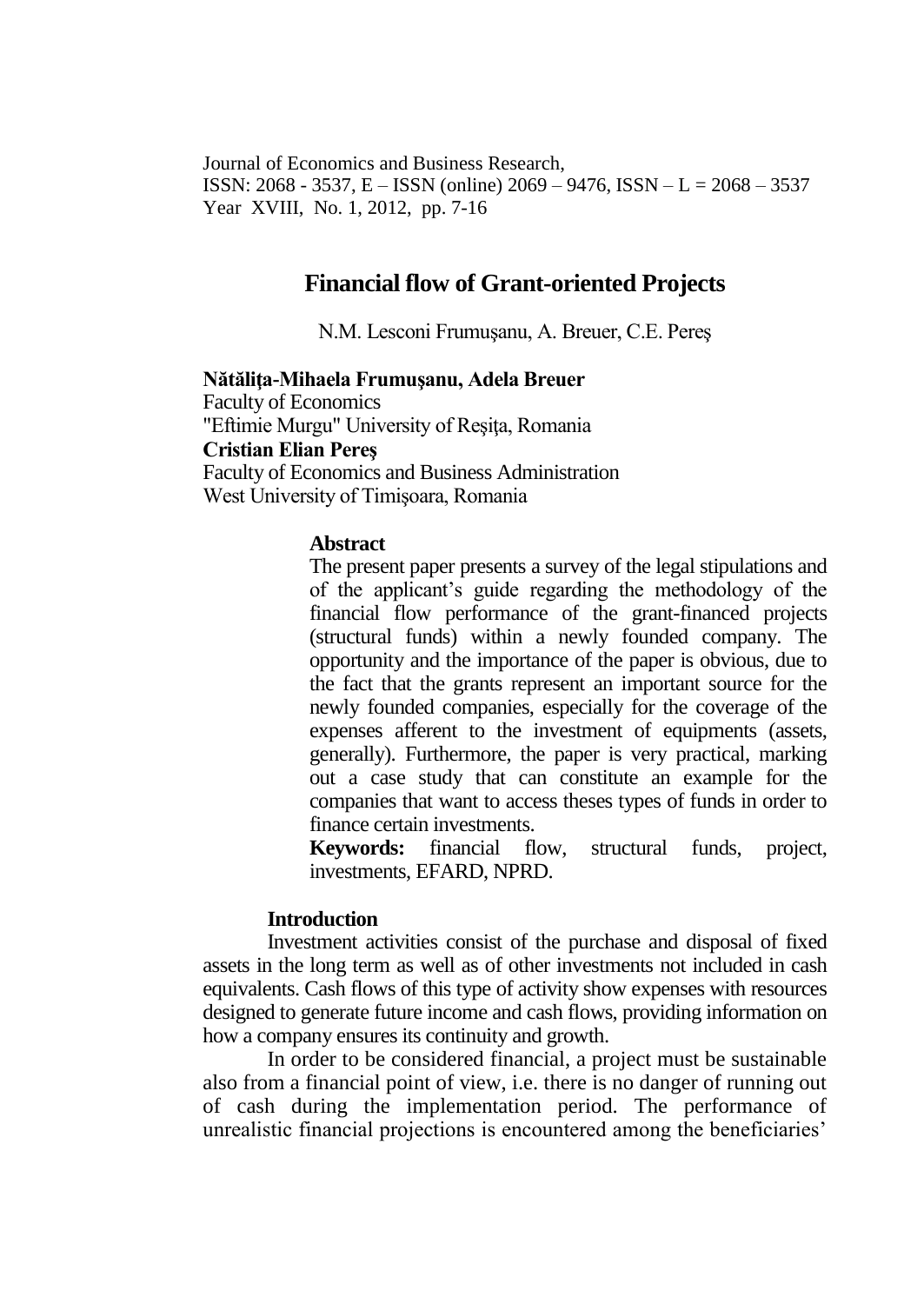Journal of Economics and Business Research,
ISSN: 2068 - 3537, E – ISSN (online) 2069 – 9476, ISSN – L = 2068 – 3537
Year XVIII, No. 1, 2012, pp. 7-16

# Financial flow of Grant-oriented Projects

N.M. Lesconi Frumuşanu, A. Breuer, C.E. Pereş

**Nătăliţa-Mihaela Frumuşanu, Adela Breuer**
Faculty of Economics
"Eftimie Murgu" University of Reşiţa, Romania
**Cristian Elian Pereş**
Faculty of Economics and Business Administration
West University of Timişoara, Romania

**Abstract**

The present paper presents a survey of the legal stipulations and of the applicant's guide regarding the methodology of the financial flow performance of the grant-financed projects (structural funds) within a newly founded company. The opportunity and the importance of the paper is obvious, due to the fact that the grants represent an important source for the newly founded companies, especially for the coverage of the expenses afferent to the investment of equipments (assets, generally). Furthermore, the paper is very practical, marking out a case study that can constitute an example for the companies that want to access theses types of funds in order to finance certain investments.

**Keywords:** financial flow, structural funds, project, investments, EFARD, NPRD.

## Introduction

Investment activities consist of the purchase and disposal of fixed assets in the long term as well as of other investments not included in cash equivalents. Cash flows of this type of activity show expenses with resources designed to generate future income and cash flows, providing information on how a company ensures its continuity and growth.

In order to be considered financial, a project must be sustainable also from a financial point of view, i.e. there is no danger of running out of cash during the implementation period. The performance of unrealistic financial projections is encountered among the beneficiaries'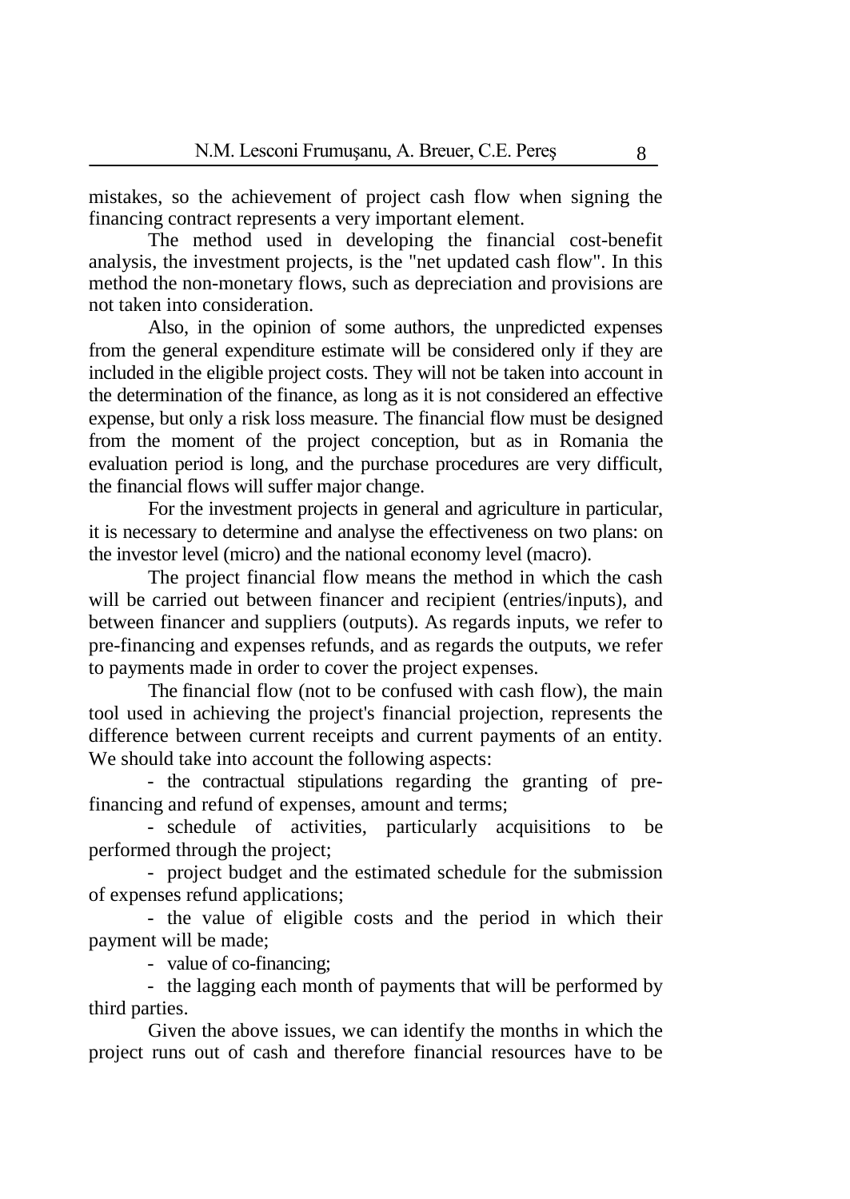mistakes, so the achievement of project cash flow when signing the financing contract represents a very important element.

The method used in developing the financial cost-benefit analysis, the investment projects, is the "net updated cash flow". In this method the non-monetary flows, such as depreciation and provisions are not taken into consideration.

Also, in the opinion of some authors, the unpredicted expenses from the general expenditure estimate will be considered only if they are included in the eligible project costs. They will not be taken into account in the determination of the finance, as long as it is not considered an effective expense, but only a risk loss measure. The financial flow must be designed from the moment of the project conception, but as in Romania the evaluation period is long, and the purchase procedures are very difficult, the financial flows will suffer major change.

For the investment projects in general and agriculture in particular, it is necessary to determine and analyse the effectiveness on two plans: on the investor level (micro) and the national economy level (macro).

The project financial flow means the method in which the cash will be carried out between financer and recipient (entries/inputs), and between financer and suppliers (outputs). As regards inputs, we refer to pre-financing and expenses refunds, and as regards the outputs, we refer to payments made in order to cover the project expenses.

The financial flow (not to be confused with cash flow), the main tool used in achieving the project's financial projection, represents the difference between current receipts and current payments of an entity. We should take into account the following aspects:

- the contractual stipulations regarding the granting of pre-financing and refund of expenses, amount and terms;
- schedule of activities, particularly acquisitions to be performed through the project;
- project budget and the estimated schedule for the submission of expenses refund applications;
- the value of eligible costs and the period in which their payment will be made;
- value of co-financing;
- the lagging each month of payments that will be performed by third parties.

Given the above issues, we can identify the months in which the project runs out of cash and therefore financial resources have to be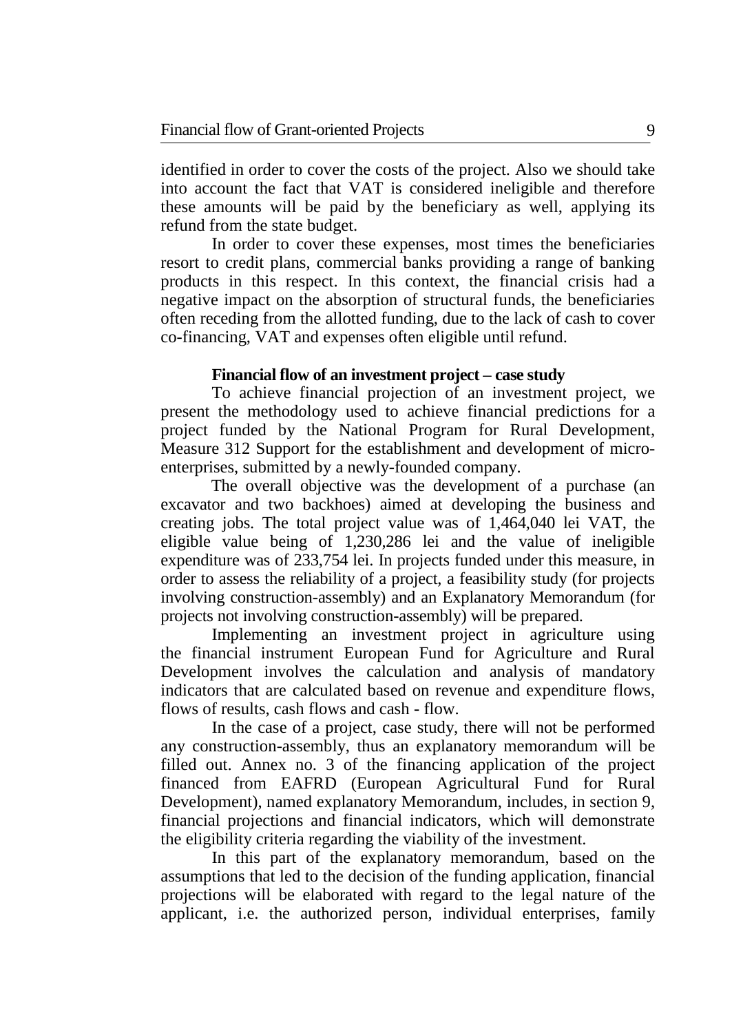identified in order to cover the costs of the project. Also we should take into account the fact that VAT is considered ineligible and therefore these amounts will be paid by the beneficiary as well, applying its refund from the state budget.

In order to cover these expenses, most times the beneficiaries resort to credit plans, commercial banks providing a range of banking products in this respect. In this context, the financial crisis had a negative impact on the absorption of structural funds, the beneficiaries often receding from the allotted funding, due to the lack of cash to cover co-financing, VAT and expenses often eligible until refund.

**Financial flow of an investment project – case study**

To achieve financial projection of an investment project, we present the methodology used to achieve financial predictions for a project funded by the National Program for Rural Development, Measure 312 Support for the establishment and development of micro-enterprises, submitted by a newly-founded company.

The overall objective was the development of a purchase (an excavator and two backhoes) aimed at developing the business and creating jobs. The total project value was of 1,464,040 lei VAT, the eligible value being of 1,230,286 lei and the value of ineligible expenditure was of 233,754 lei. In projects funded under this measure, in order to assess the reliability of a project, a feasibility study (for projects involving construction-assembly) and an Explanatory Memorandum (for projects not involving construction-assembly) will be prepared.

Implementing an investment project in agriculture using the financial instrument European Fund for Agriculture and Rural Development involves the calculation and analysis of mandatory indicators that are calculated based on revenue and expenditure flows, flows of results, cash flows and cash - flow.

In the case of a project, case study, there will not be performed any construction-assembly, thus an explanatory memorandum will be filled out. Annex no. 3 of the financing application of the project financed from EAFRD (European Agricultural Fund for Rural Development), named explanatory Memorandum, includes, in section 9, financial projections and financial indicators, which will demonstrate the eligibility criteria regarding the viability of the investment.

In this part of the explanatory memorandum, based on the assumptions that led to the decision of the funding application, financial projections will be elaborated with regard to the legal nature of the applicant, i.e. the authorized person, individual enterprises, family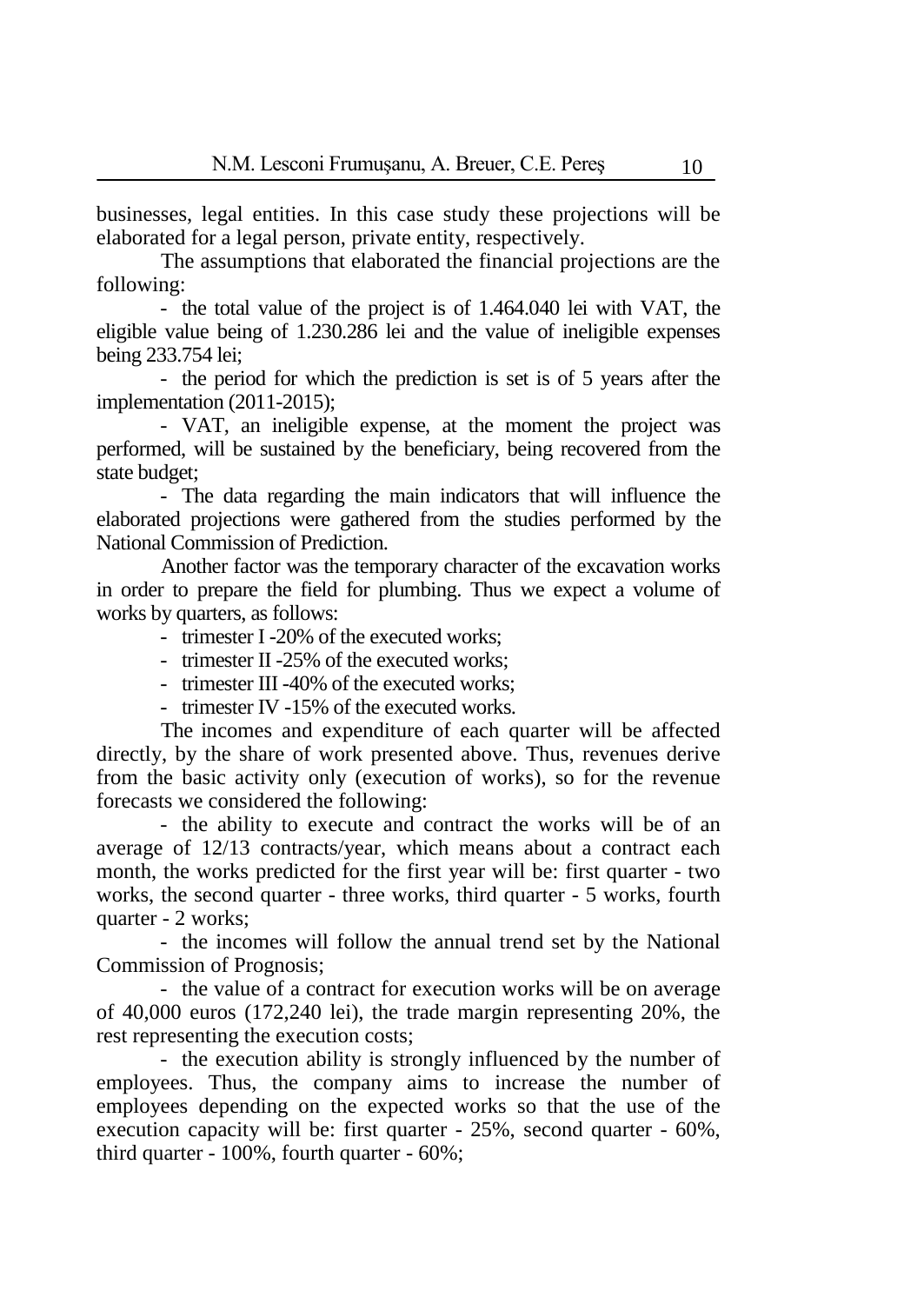businesses, legal entities. In this case study these projections will be elaborated for a legal person, private entity, respectively.

The assumptions that elaborated the financial projections are the following:

- the total value of the project is of 1.464.040 lei with VAT, the eligible value being of 1.230.286 lei and the value of ineligible expenses being 233.754 lei;
- the period for which the prediction is set is of 5 years after the implementation (2011-2015);
- VAT, an ineligible expense, at the moment the project was performed, will be sustained by the beneficiary, being recovered from the state budget;
- The data regarding the main indicators that will influence the elaborated projections were gathered from the studies performed by the National Commission of Prediction.

Another factor was the temporary character of the excavation works in order to prepare the field for plumbing. Thus we expect a volume of works by quarters, as follows:

- trimester I -20% of the executed works;
- trimester II -25% of the executed works;
- trimester III -40% of the executed works;
- trimester IV -15% of the executed works.

The incomes and expenditure of each quarter will be affected directly, by the share of work presented above. Thus, revenues derive from the basic activity only (execution of works), so for the revenue forecasts we considered the following:

- the ability to execute and contract the works will be of an average of 12/13 contracts/year, which means about a contract each month, the works predicted for the first year will be: first quarter - two works, the second quarter - three works, third quarter - 5 works, fourth quarter - 2 works;
- the incomes will follow the annual trend set by the National Commission of Prognosis;
- the value of a contract for execution works will be on average of 40,000 euros (172,240 lei), the trade margin representing 20%, the rest representing the execution costs;
- the execution ability is strongly influenced by the number of employees. Thus, the company aims to increase the number of employees depending on the expected works so that the use of the execution capacity will be: first quarter - 25%, second quarter - 60%, third quarter - 100%, fourth quarter - 60%;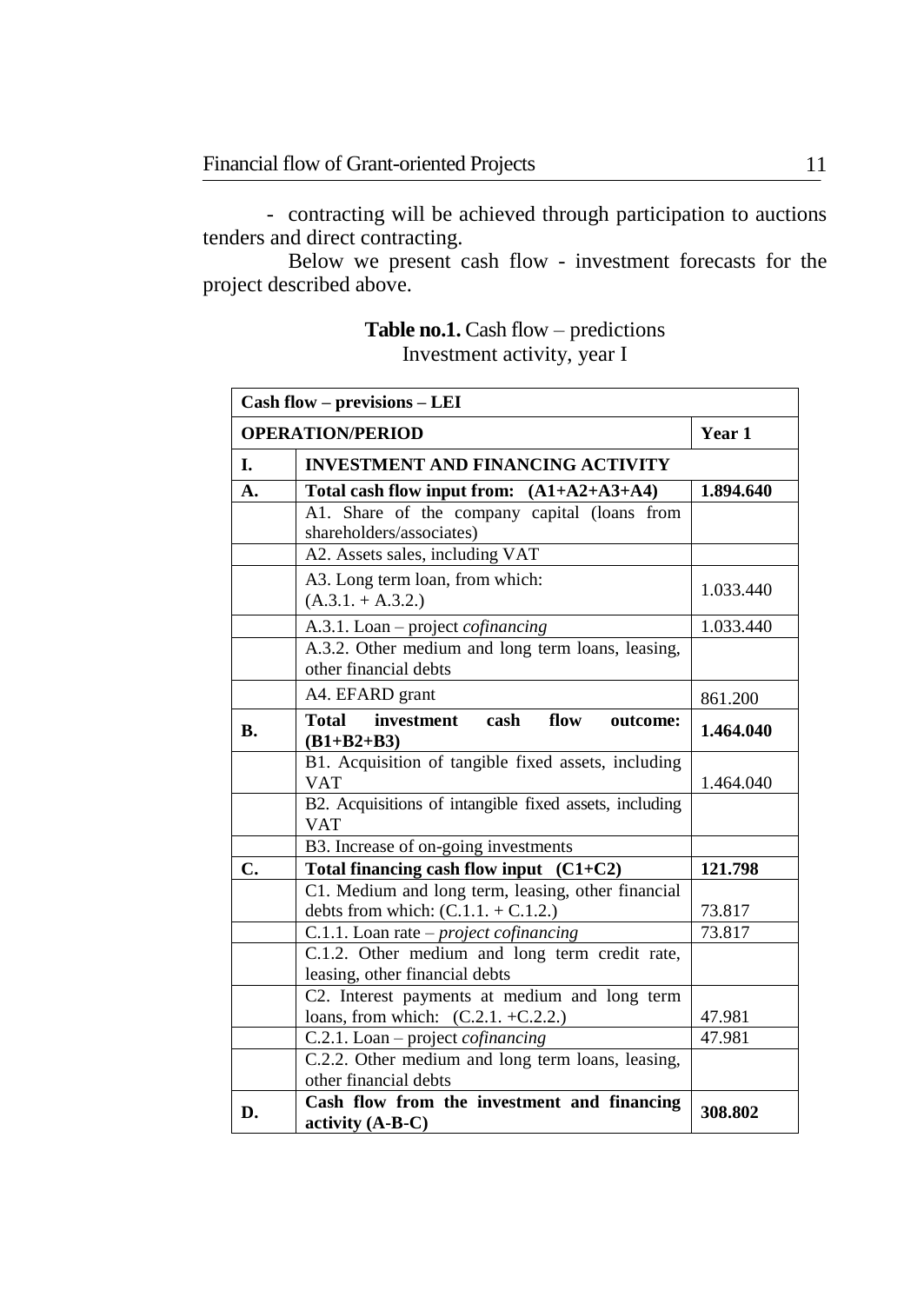- contracting will be achieved through participation to auctions tenders and direct contracting.

Below we present cash flow - investment forecasts for the project described above.

**Table no.1.** Cash flow – predictions
Investment activity, year I

| Cash flow – previsions – LEI | | |
|---|---|---|
| **OPERATION/PERIOD** | | **Year 1** |
| **I.** | **INVESTMENT AND FINANCING ACTIVITY** | |
| **A.** | **Total cash flow input from: (A1+A2+A3+A4)** | **1.894.640** |
| | A1. Share of the company capital (loans from shareholders/associates) | |
| | A2. Assets sales, including VAT | |
| | A3. Long term loan, from which: (A.3.1. + A.3.2.) | 1.033.440 |
| | A.3.1. Loan – project *cofinancing* | 1.033.440 |
| | A.3.2. Other medium and long term loans, leasing, other financial debts | |
| | A4. EFARD grant | 861.200 |
| **B.** | **Total investment cash flow outcome: (B1+B2+B3)** | **1.464.040** |
| | B1. Acquisition of tangible fixed assets, including VAT | 1.464.040 |
| | B2. Acquisitions of intangible fixed assets, including VAT | |
| | B3. Increase of on-going investments | |
| **C.** | **Total financing cash flow input (C1+C2)** | **121.798** |
| | C1. Medium and long term, leasing, other financial debts from which: (C.1.1. + C.1.2.) | 73.817 |
| | C.1.1. Loan rate – *project cofinancing* | 73.817 |
| | C.1.2. Other medium and long term credit rate, leasing, other financial debts | |
| | C2. Interest payments at medium and long term loans, from which: (C.2.1. +C.2.2.) | 47.981 |
| | C.2.1. Loan – project *cofinancing* | 47.981 |
| | C.2.2. Other medium and long term loans, leasing, other financial debts | |
| **D.** | **Cash flow from the investment and financing activity (A-B-C)** | **308.802** |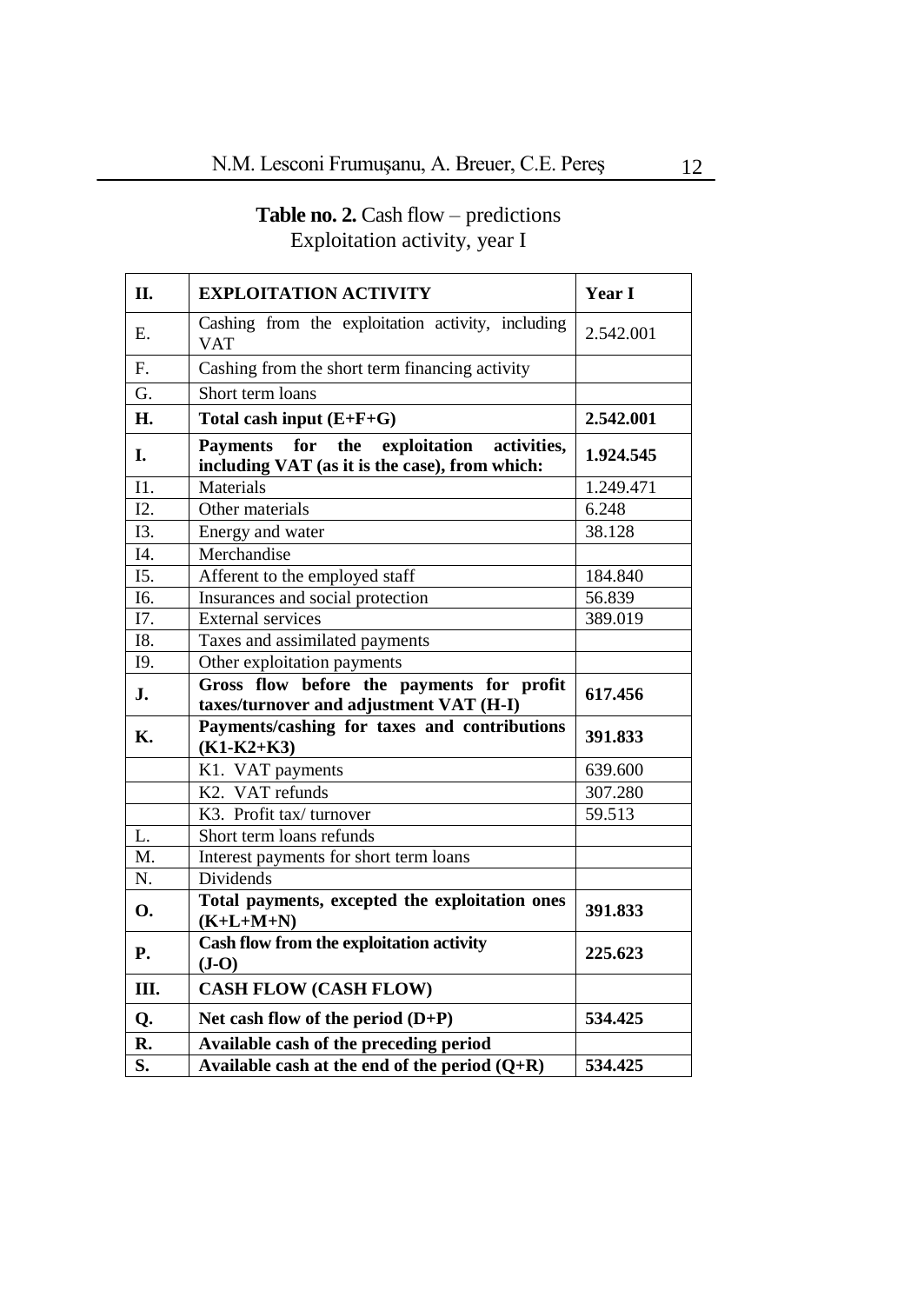**Table no. 2.** Cash flow – predictions
Exploitation activity, year I

| II. | EXPLOITATION ACTIVITY | Year I |
|---|---|---|
| E. | Cashing from the exploitation activity, including VAT | 2.542.001 |
| F. | Cashing from the short term financing activity | |
| G. | Short term loans | |
| **H.** | **Total cash input (E+F+G)** | **2.542.001** |
| **I.** | **Payments for the exploitation activities, including VAT (as it is the case), from which:** | **1.924.545** |
| I1. | Materials | 1.249.471 |
| I2. | Other materials | 6.248 |
| I3. | Energy and water | 38.128 |
| I4. | Merchandise | |
| I5. | Afferent to the employed staff | 184.840 |
| I6. | Insurances and social protection | 56.839 |
| I7. | External services | 389.019 |
| I8. | Taxes and assimilated payments | |
| I9. | Other exploitation payments | |
| **J.** | **Gross flow before the payments for profit taxes/turnover and adjustment VAT (H-I)** | **617.456** |
| **K.** | **Payments/cashing for taxes and contributions (K1-K2+K3)** | **391.833** |
| | K1. VAT payments | 639.600 |
| | K2. VAT refunds | 307.280 |
| | K3. Profit tax/ turnover | 59.513 |
| L. | Short term loans refunds | |
| M. | Interest payments for short term loans | |
| N. | Dividends | |
| **O.** | **Total payments, excepted the exploitation ones (K+L+M+N)** | **391.833** |
| **P.** | **Cash flow from the exploitation activity (J-O)** | **225.623** |
| **III.** | **CASH FLOW (CASH FLOW)** | |
| **Q.** | **Net cash flow of the period (D+P)** | **534.425** |
| **R.** | **Available cash of the preceding period** | |
| **S.** | **Available cash at the end of the period (Q+R)** | **534.425** |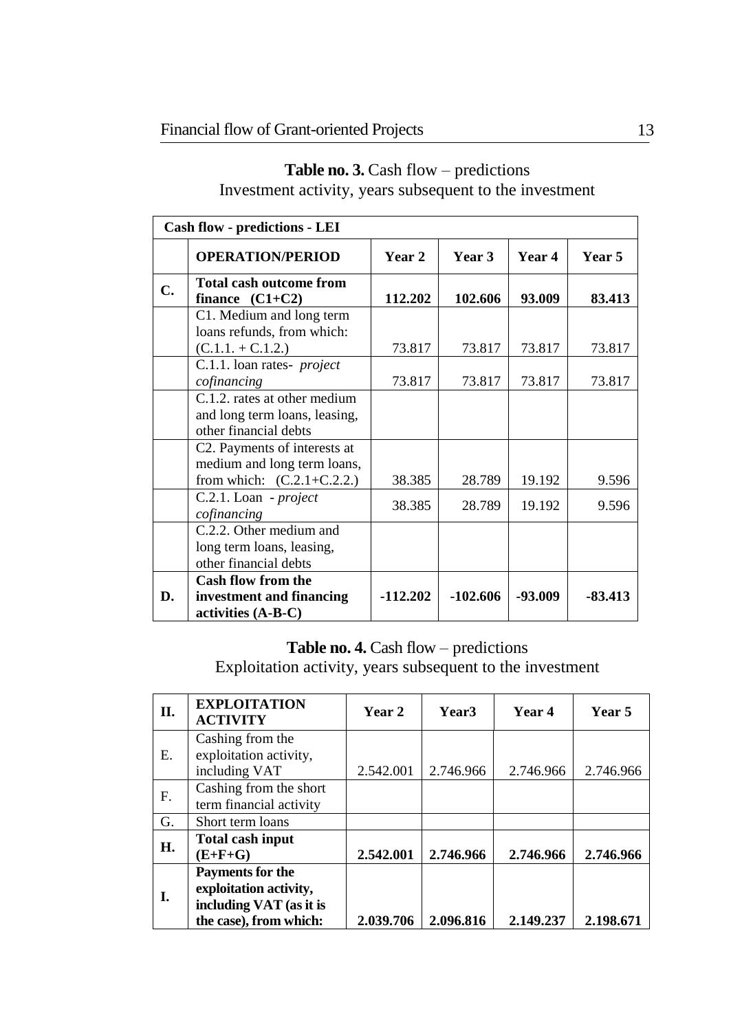**Table no. 3.** Cash flow – predictions
Investment activity, years subsequent to the investment

| Cash flow - predictions - LEI | | | | | |
|---|---|---|---|---|---|
| | **OPERATION/PERIOD** | **Year 2** | **Year 3** | **Year 4** | **Year 5** |
| **C.** | **Total cash outcome from finance (C1+C2)** | **112.202** | **102.606** | **93.009** | **83.413** |
| | C1. Medium and long term loans refunds, from which: (C.1.1. + C.1.2.) | 73.817 | 73.817 | 73.817 | 73.817 |
| | C.1.1. loan rates- *project cofinancing* | 73.817 | 73.817 | 73.817 | 73.817 |
| | C.1.2. rates at other medium and long term loans, leasing, other financial debts | | | | |
| | C2. Payments of interests at medium and long term loans, from which: (C.2.1+C.2.2.) | 38.385 | 28.789 | 19.192 | 9.596 |
| | C.2.1. Loan - *project cofinancing* | 38.385 | 28.789 | 19.192 | 9.596 |
| | C.2.2. Other medium and long term loans, leasing, other financial debts | | | | |
| **D.** | **Cash flow from the investment and financing activities (A-B-C)** | **-112.202** | **-102.606** | **-93.009** | **-83.413** |

**Table no. 4.** Cash flow – predictions
Exploitation activity, years subsequent to the investment

| **II.** | **EXPLOITATION ACTIVITY** | **Year 2** | **Year3** | **Year 4** | **Year 5** |
|---|---|---|---|---|---|
| E. | Cashing from the exploitation activity, including VAT | 2.542.001 | 2.746.966 | 2.746.966 | 2.746.966 |
| F. | Cashing from the short term financial activity | | | | |
| G. | Short term loans | | | | |
| **H.** | **Total cash input (E+F+G)** | **2.542.001** | **2.746.966** | **2.746.966** | **2.746.966** |
| **I.** | **Payments for the exploitation activity, including VAT (as it is the case), from which:** | **2.039.706** | **2.096.816** | **2.149.237** | **2.198.671** |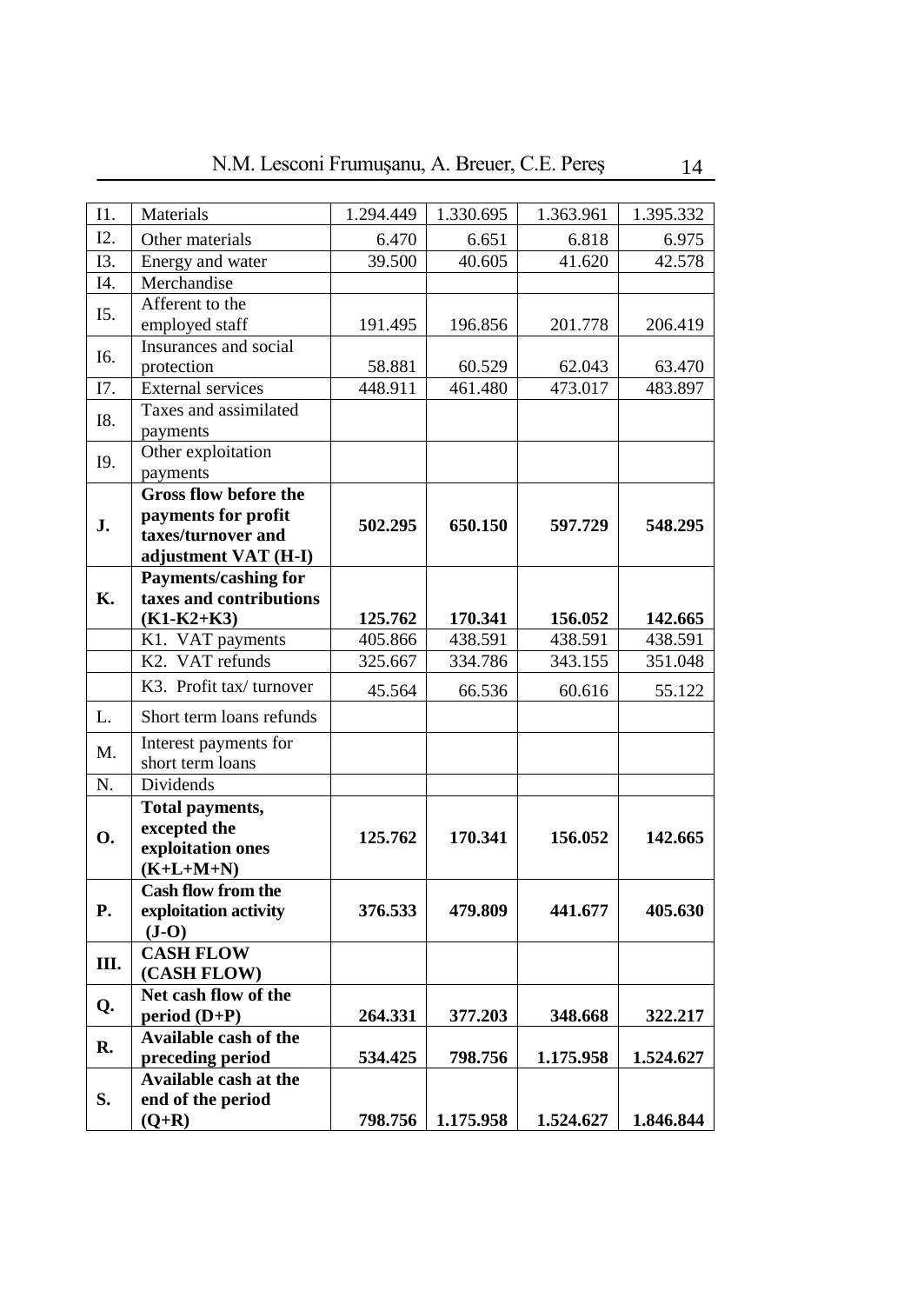| I1. | Materials | 1.294.449 | 1.330.695 | 1.363.961 | 1.395.332 |
|---|---|---|---|---|---|
| I2. | Other materials | 6.470 | 6.651 | 6.818 | 6.975 |
| I3. | Energy and water | 39.500 | 40.605 | 41.620 | 42.578 |
| I4. | Merchandise | | | | |
| I5. | Afferent to the employed staff | 191.495 | 196.856 | 201.778 | 206.419 |
| I6. | Insurances and social protection | 58.881 | 60.529 | 62.043 | 63.470 |
| I7. | External services | 448.911 | 461.480 | 473.017 | 483.897 |
| I8. | Taxes and assimilated payments | | | | |
| I9. | Other exploitation payments | | | | |
| **J.** | **Gross flow before the payments for profit taxes/turnover and adjustment VAT (H-I)** | **502.295** | **650.150** | **597.729** | **548.295** |
| **K.** | **Payments/cashing for taxes and contributions (K1-K2+K3)** | **125.762** | **170.341** | **156.052** | **142.665** |
| | K1. VAT payments | 405.866 | 438.591 | 438.591 | 438.591 |
| | K2. VAT refunds | 325.667 | 334.786 | 343.155 | 351.048 |
| | K3. Profit tax/ turnover | 45.564 | 66.536 | 60.616 | 55.122 |
| L. | Short term loans refunds | | | | |
| M. | Interest payments for short term loans | | | | |
| N. | Dividends | | | | |
| **O.** | **Total payments, excepted the exploitation ones (K+L+M+N)** | **125.762** | **170.341** | **156.052** | **142.665** |
| **P.** | **Cash flow from the exploitation activity (J-O)** | **376.533** | **479.809** | **441.677** | **405.630** |
| **III.** | **CASH FLOW (CASH FLOW)** | | | | |
| **Q.** | **Net cash flow of the period (D+P)** | **264.331** | **377.203** | **348.668** | **322.217** |
| **R.** | **Available cash of the preceding period** | **534.425** | **798.756** | **1.175.958** | **1.524.627** |
| **S.** | **Available cash at the end of the period (Q+R)** | **798.756** | **1.175.958** | **1.524.627** | **1.846.844** |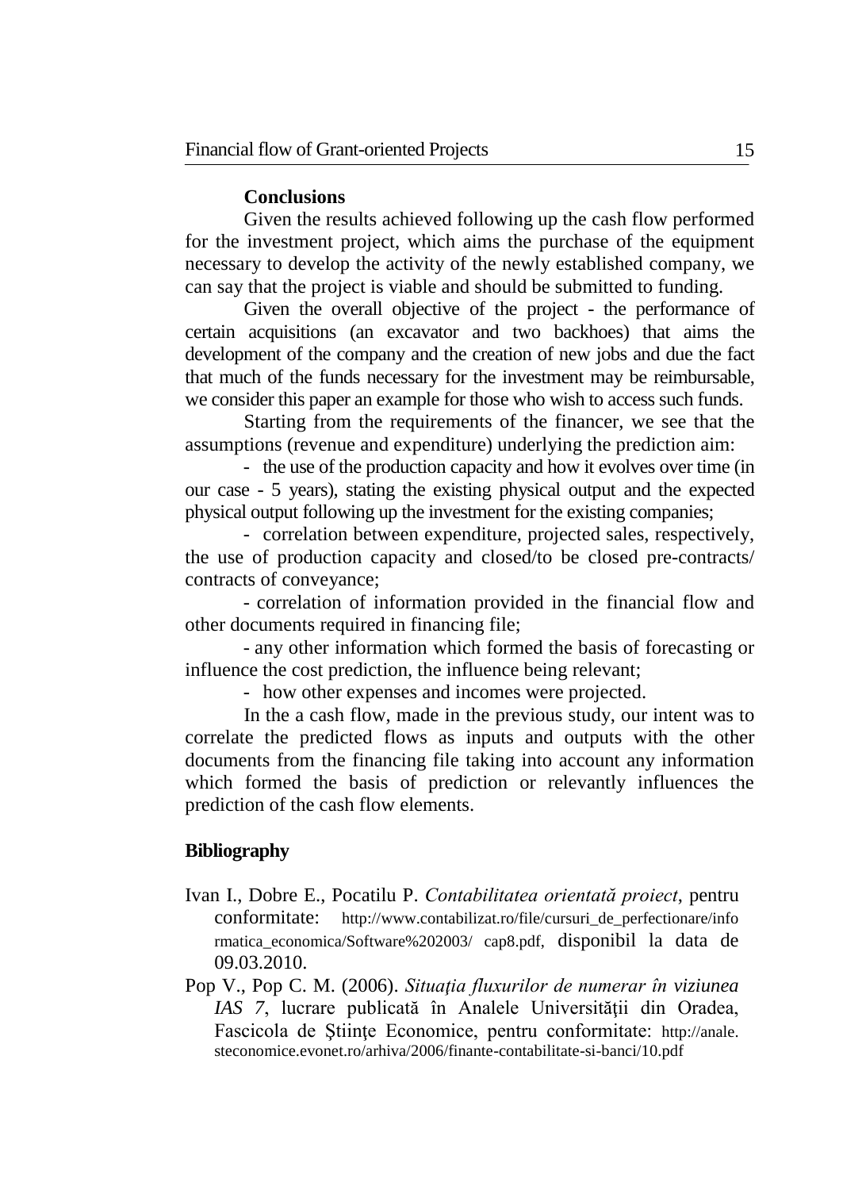## Conclusions

Given the results achieved following up the cash flow performed for the investment project, which aims the purchase of the equipment necessary to develop the activity of the newly established company, we can say that the project is viable and should be submitted to funding.

Given the overall objective of the project - the performance of certain acquisitions (an excavator and two backhoes) that aims the development of the company and the creation of new jobs and due the fact that much of the funds necessary for the investment may be reimbursable, we consider this paper an example for those who wish to access such funds.

Starting from the requirements of the financer, we see that the assumptions (revenue and expenditure) underlying the prediction aim:

- the use of the production capacity and how it evolves over time (in our case - 5 years), stating the existing physical output and the expected physical output following up the investment for the existing companies;
- correlation between expenditure, projected sales, respectively, the use of production capacity and closed/to be closed pre-contracts/ contracts of conveyance;
- correlation of information provided in the financial flow and other documents required in financing file;
- any other information which formed the basis of forecasting or influence the cost prediction, the influence being relevant;
- how other expenses and incomes were projected.

In the a cash flow, made in the previous study, our intent was to correlate the predicted flows as inputs and outputs with the other documents from the financing file taking into account any information which formed the basis of prediction or relevantly influences the prediction of the cash flow elements.

## Bibliography

Ivan I., Dobre E., Pocatilu P. *Contabilitatea orientată proiect*, pentru conformitate: http://www.contabilizat.ro/file/cursuri_de_perfectionare/informatica_economica/Software%202003/ cap8.pdf, disponibil la data de 09.03.2010.

Pop V., Pop C. M. (2006). *Situaţia fluxurilor de numerar în viziunea IAS 7*, lucrare publicată în Analele Universităţii din Oradea, Fascicola de Ştiinţe Economice, pentru conformitate: http://anale.steconomice.evonet.ro/arhiva/2006/finante-contabilitate-si-banci/10.pdf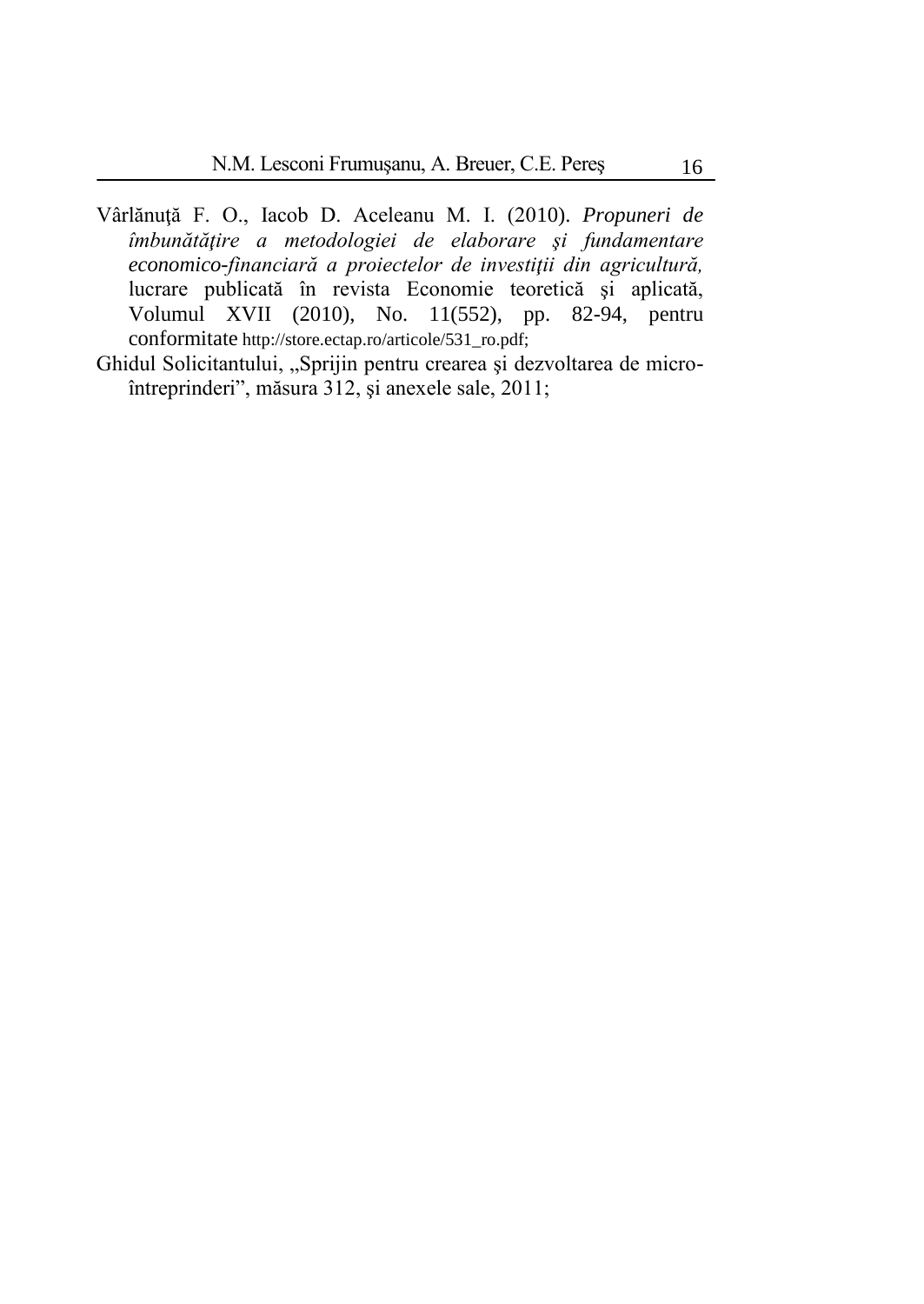Vârlănuţă F. O., Iacob D. Aceleanu M. I. (2010). *Propuneri de îmbunătăţire a metodologiei de elaborare şi fundamentare economico-financiară a proiectelor de investiţii din agricultură,* lucrare publicată în revista Economie teoretică şi aplicată, Volumul XVII (2010), No. 11(552), pp. 82-94, pentru conformitate http://store.ectap.ro/articole/531_ro.pdf;

Ghidul Solicitantului, „Sprijin pentru crearea şi dezvoltarea de micro-întreprinderi", măsura 312, şi anexele sale, 2011;